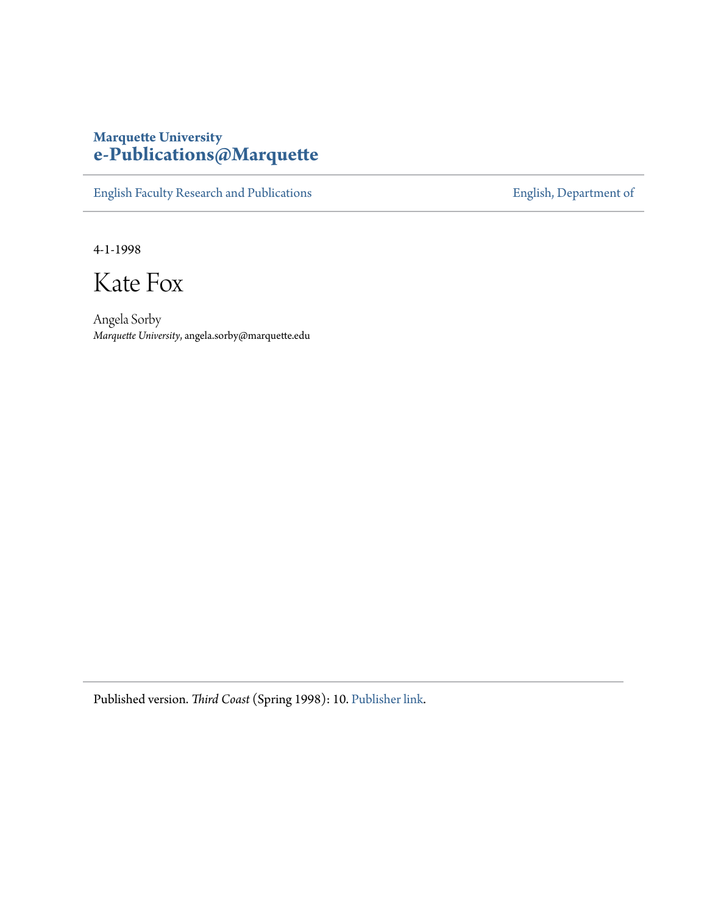**Marquette University**
**e-Publications@Marquette**

English Faculty Research and Publications | English, Department of

4-1-1998

# Kate Fox

Angela Sorby
*Marquette University*, angela.sorby@marquette.edu

Published version. *Third Coast* (Spring 1998): 10. Publisher link.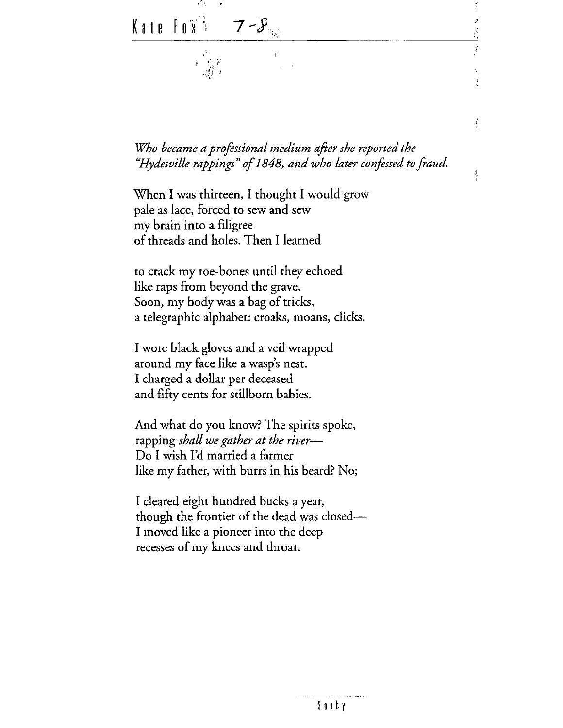# Kate Fox

*Who became a professional medium after she reported the "Hydesville rappings" of 1848, and who later confessed to fraud.*

When I was thirteen, I thought I would grow
pale as lace, forced to sew and sew
my brain into a filigree
of threads and holes. Then I learned

to crack my toe-bones until they echoed
like raps from beyond the grave.
Soon, my body was a bag of tricks,
a telegraphic alphabet: croaks, moans, clicks.

I wore black gloves and a veil wrapped
around my face like a wasp's nest.
I charged a dollar per deceased
and fifty cents for stillborn babies.

And what do you know? The spirits spoke,
rapping *shall we gather at the river*—
Do I wish I'd married a farmer
like my father, with burrs in his beard? No;

I cleared eight hundred bucks a year,
though the frontier of the dead was closed—
I moved like a pioneer into the deep
recesses of my knees and throat.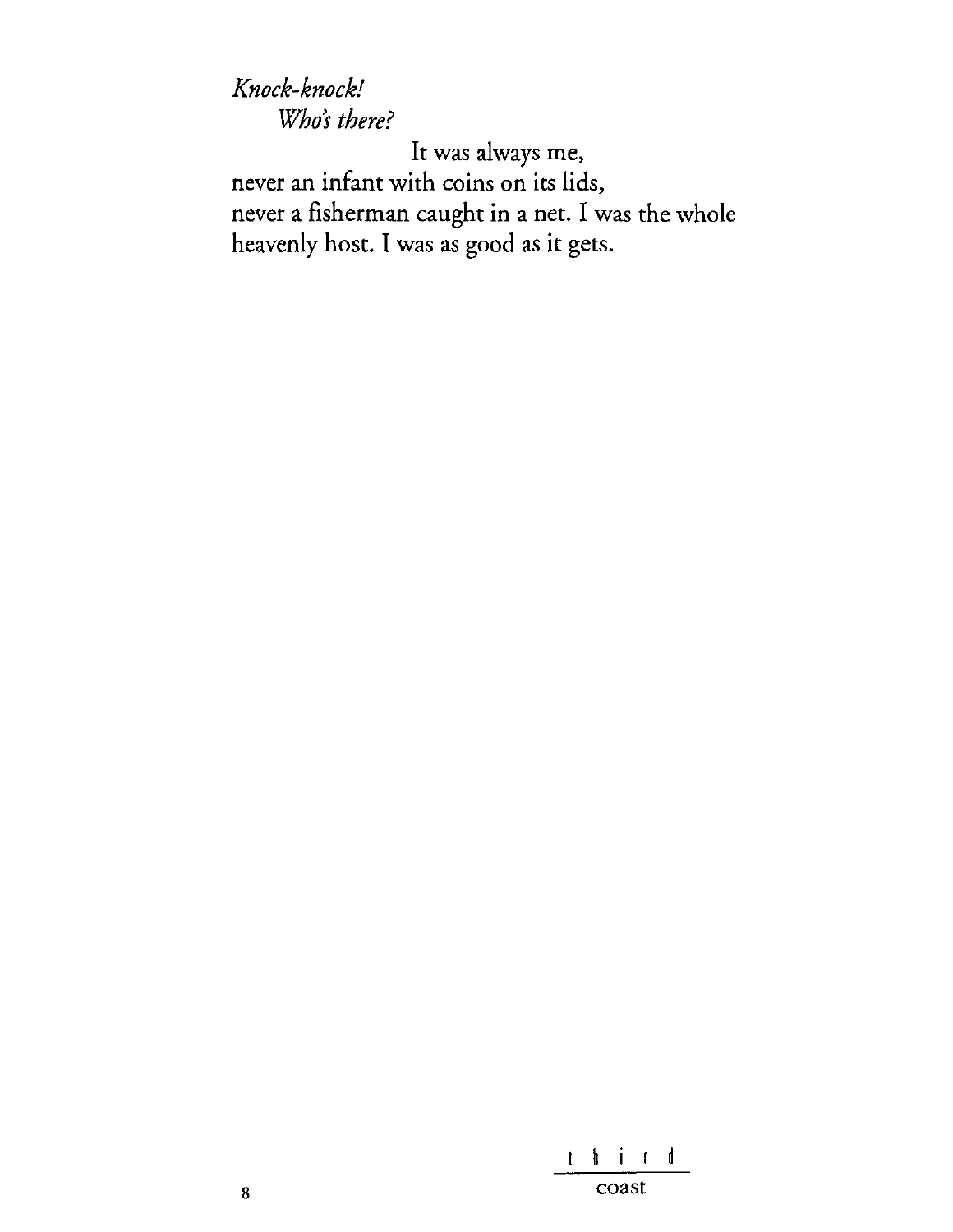*Knock-knock!*
    *Who's there?*
                        It was always me,
never an infant with coins on its lids,
never a fisherman caught in a net. I was the whole
heavenly host. I was as good as it gets.